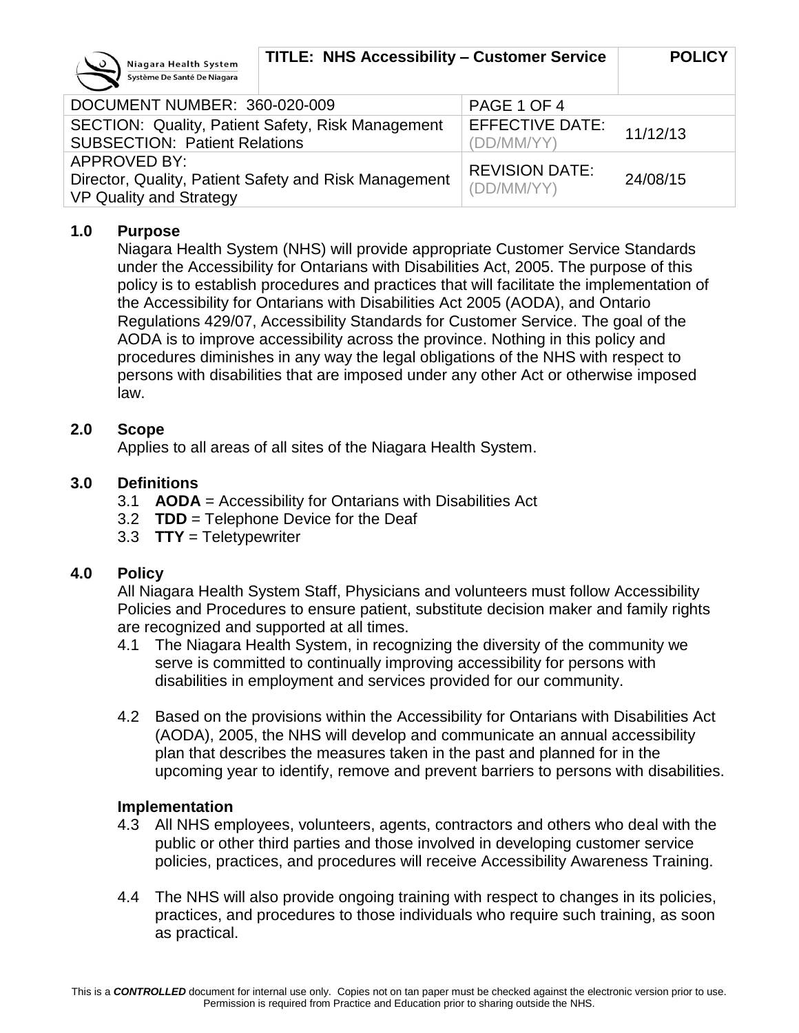| Niagara Health System / Système De Santé De Niagara | TITLE: NHS Accessibility – Customer Service | | POLICY |
|---|---|---|---|
| DOCUMENT NUMBER: 360-020-009 | | PAGE 1 OF 4 | |
| SECTION: Quality, Patient Safety, Risk Management<br>SUBSECTION: Patient Relations | | EFFECTIVE DATE: (DD/MM/YY) | 11/12/13 |
| APPROVED BY:<br>Director, Quality, Patient Safety and Risk Management<br>VP Quality and Strategy | | REVISION DATE: (DD/MM/YY) | 24/08/15 |

## 1.0 Purpose

Niagara Health System (NHS) will provide appropriate Customer Service Standards under the Accessibility for Ontarians with Disabilities Act, 2005. The purpose of this policy is to establish procedures and practices that will facilitate the implementation of the Accessibility for Ontarians with Disabilities Act 2005 (AODA), and Ontario Regulations 429/07, Accessibility Standards for Customer Service. The goal of the AODA is to improve accessibility across the province. Nothing in this policy and procedures diminishes in any way the legal obligations of the NHS with respect to persons with disabilities that are imposed under any other Act or otherwise imposed law.

## 2.0 Scope

Applies to all areas of all sites of the Niagara Health System.

## 3.0 Definitions

3.1 **AODA** = Accessibility for Ontarians with Disabilities Act
3.2 **TDD** = Telephone Device for the Deaf
3.3 **TTY** = Teletypewriter

## 4.0 Policy

All Niagara Health System Staff, Physicians and volunteers must follow Accessibility Policies and Procedures to ensure patient, substitute decision maker and family rights are recognized and supported at all times.

4.1 The Niagara Health System, in recognizing the diversity of the community we serve is committed to continually improving accessibility for persons with disabilities in employment and services provided for our community.

4.2 Based on the provisions within the Accessibility for Ontarians with Disabilities Act (AODA), 2005, the NHS will develop and communicate an annual accessibility plan that describes the measures taken in the past and planned for in the upcoming year to identify, remove and prevent barriers to persons with disabilities.

### Implementation

4.3 All NHS employees, volunteers, agents, contractors and others who deal with the public or other third parties and those involved in developing customer service policies, practices, and procedures will receive Accessibility Awareness Training.

4.4 The NHS will also provide ongoing training with respect to changes in its policies, practices, and procedures to those individuals who require such training, as soon as practical.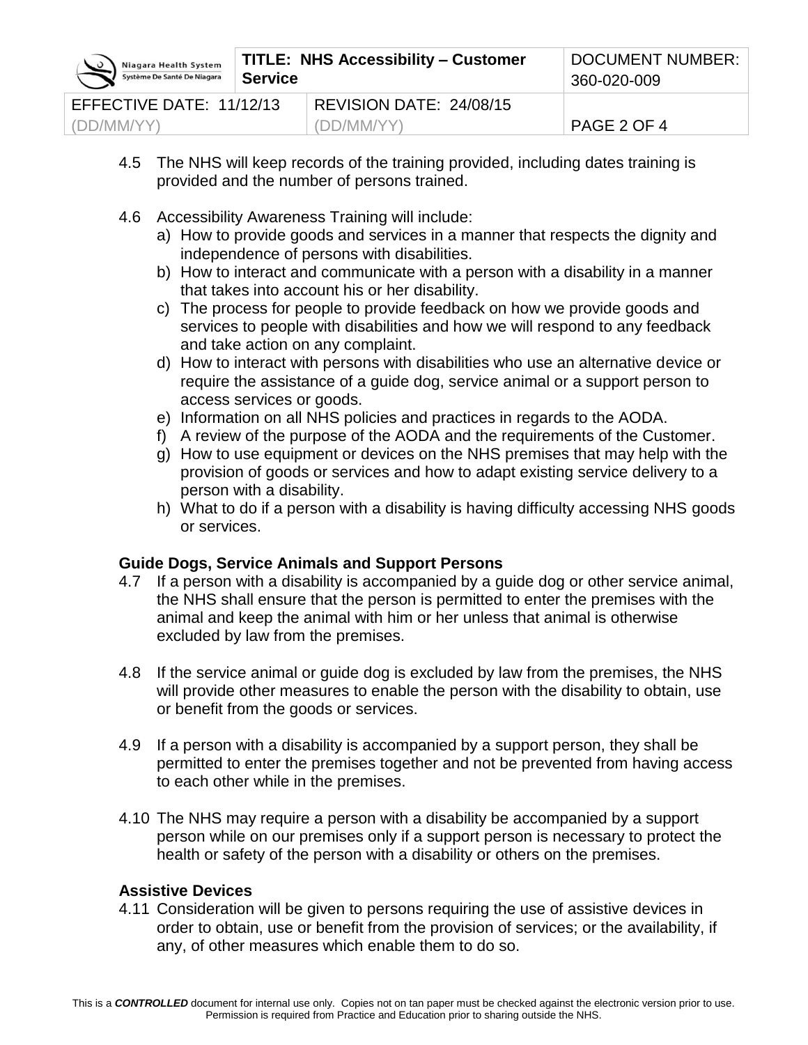4.5 The NHS will keep records of the training provided, including dates training is provided and the number of persons trained.

4.6 Accessibility Awareness Training will include:

a) How to provide goods and services in a manner that respects the dignity and independence of persons with disabilities.

b) How to interact and communicate with a person with a disability in a manner that takes into account his or her disability.

c) The process for people to provide feedback on how we provide goods and services to people with disabilities and how we will respond to any feedback and take action on any complaint.

d) How to interact with persons with disabilities who use an alternative device or require the assistance of a guide dog, service animal or a support person to access services or goods.

e) Information on all NHS policies and practices in regards to the AODA.

f) A review of the purpose of the AODA and the requirements of the Customer.

g) How to use equipment or devices on the NHS premises that may help with the provision of goods or services and how to adapt existing service delivery to a person with a disability.

h) What to do if a person with a disability is having difficulty accessing NHS goods or services.

**Guide Dogs, Service Animals and Support Persons**

4.7 If a person with a disability is accompanied by a guide dog or other service animal, the NHS shall ensure that the person is permitted to enter the premises with the animal and keep the animal with him or her unless that animal is otherwise excluded by law from the premises.

4.8 If the service animal or guide dog is excluded by law from the premises, the NHS will provide other measures to enable the person with the disability to obtain, use or benefit from the goods or services.

4.9 If a person with a disability is accompanied by a support person, they shall be permitted to enter the premises together and not be prevented from having access to each other while in the premises.

4.10 The NHS may require a person with a disability be accompanied by a support person while on our premises only if a support person is necessary to protect the health or safety of the person with a disability or others on the premises.

**Assistive Devices**

4.11 Consideration will be given to persons requiring the use of assistive devices in order to obtain, use or benefit from the provision of services; or the availability, if any, of other measures which enable them to do so.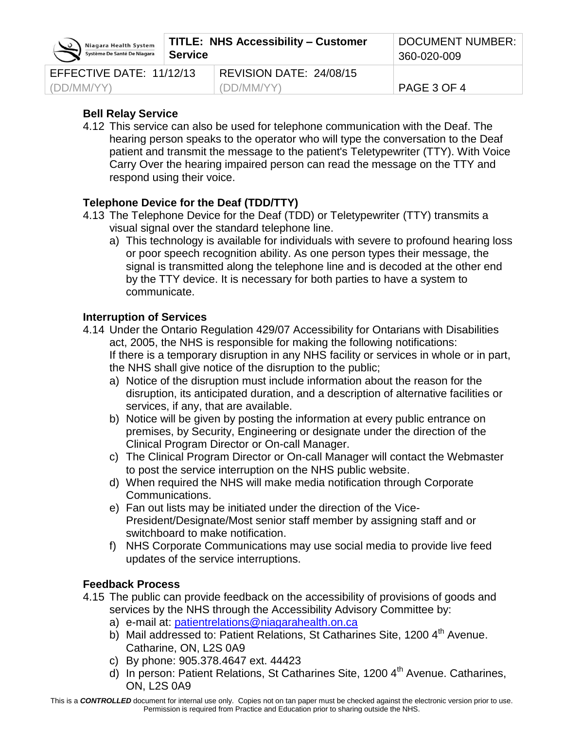### Bell Relay Service

4.12 This service can also be used for telephone communication with the Deaf. The hearing person speaks to the operator who will type the conversation to the Deaf patient and transmit the message to the patient's Teletypewriter (TTY). With Voice Carry Over the hearing impaired person can read the message on the TTY and respond using their voice.

### Telephone Device for the Deaf (TDD/TTY)

4.13 The Telephone Device for the Deaf (TDD) or Teletypewriter (TTY) transmits a visual signal over the standard telephone line.

a) This technology is available for individuals with severe to profound hearing loss or poor speech recognition ability. As one person types their message, the signal is transmitted along the telephone line and is decoded at the other end by the TTY device. It is necessary for both parties to have a system to communicate.

### Interruption of Services

4.14 Under the Ontario Regulation 429/07 Accessibility for Ontarians with Disabilities act, 2005, the NHS is responsible for making the following notifications:
If there is a temporary disruption in any NHS facility or services in whole or in part, the NHS shall give notice of the disruption to the public;

a) Notice of the disruption must include information about the reason for the disruption, its anticipated duration, and a description of alternative facilities or services, if any, that are available.
b) Notice will be given by posting the information at every public entrance on premises, by Security, Engineering or designate under the direction of the Clinical Program Director or On-call Manager.
c) The Clinical Program Director or On-call Manager will contact the Webmaster to post the service interruption on the NHS public website.
d) When required the NHS will make media notification through Corporate Communications.
e) Fan out lists may be initiated under the direction of the Vice-President/Designate/Most senior staff member by assigning staff and or switchboard to make notification.
f) NHS Corporate Communications may use social media to provide live feed updates of the service interruptions.

### Feedback Process

4.15 The public can provide feedback on the accessibility of provisions of goods and services by the NHS through the Accessibility Advisory Committee by:

a) e-mail at: patientrelations@niagarahealth.on.ca
b) Mail addressed to: Patient Relations, St Catharines Site, 1200 4th Avenue. Catharine, ON, L2S 0A9
c) By phone: 905.378.4647 ext. 44423
d) In person: Patient Relations, St Catharines Site, 1200 4th Avenue. Catharines, ON, L2S 0A9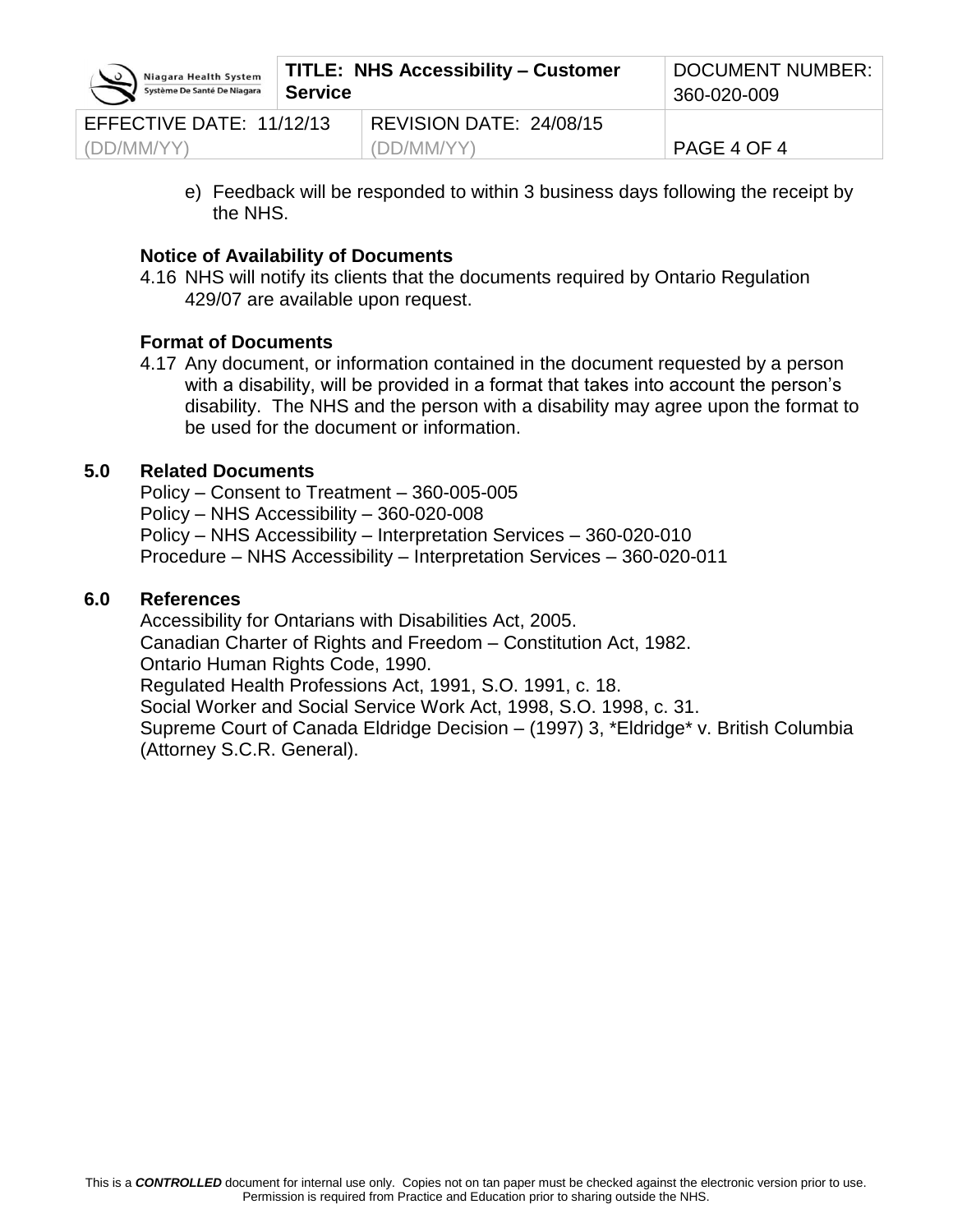e) Feedback will be responded to within 3 business days following the receipt by the NHS.

**Notice of Availability of Documents**

4.16 NHS will notify its clients that the documents required by Ontario Regulation 429/07 are available upon request.

**Format of Documents**

4.17 Any document, or information contained in the document requested by a person with a disability, will be provided in a format that takes into account the person's disability. The NHS and the person with a disability may agree upon the format to be used for the document or information.

## 5.0 Related Documents

Policy – Consent to Treatment – 360-005-005
Policy – NHS Accessibility – 360-020-008
Policy – NHS Accessibility – Interpretation Services – 360-020-010
Procedure – NHS Accessibility – Interpretation Services – 360-020-011

## 6.0 References

Accessibility for Ontarians with Disabilities Act, 2005.
Canadian Charter of Rights and Freedom – Constitution Act, 1982.
Ontario Human Rights Code, 1990.
Regulated Health Professions Act, 1991, S.O. 1991, c. 18.
Social Worker and Social Service Work Act, 1998, S.O. 1998, c. 31.
Supreme Court of Canada Eldridge Decision – (1997) 3, *Eldridge* v. British Columbia (Attorney S.C.R. General).

This is a ***CONTROLLED*** document for internal use only. Copies not on tan paper must be checked against the electronic version prior to use. Permission is required from Practice and Education prior to sharing outside the NHS.